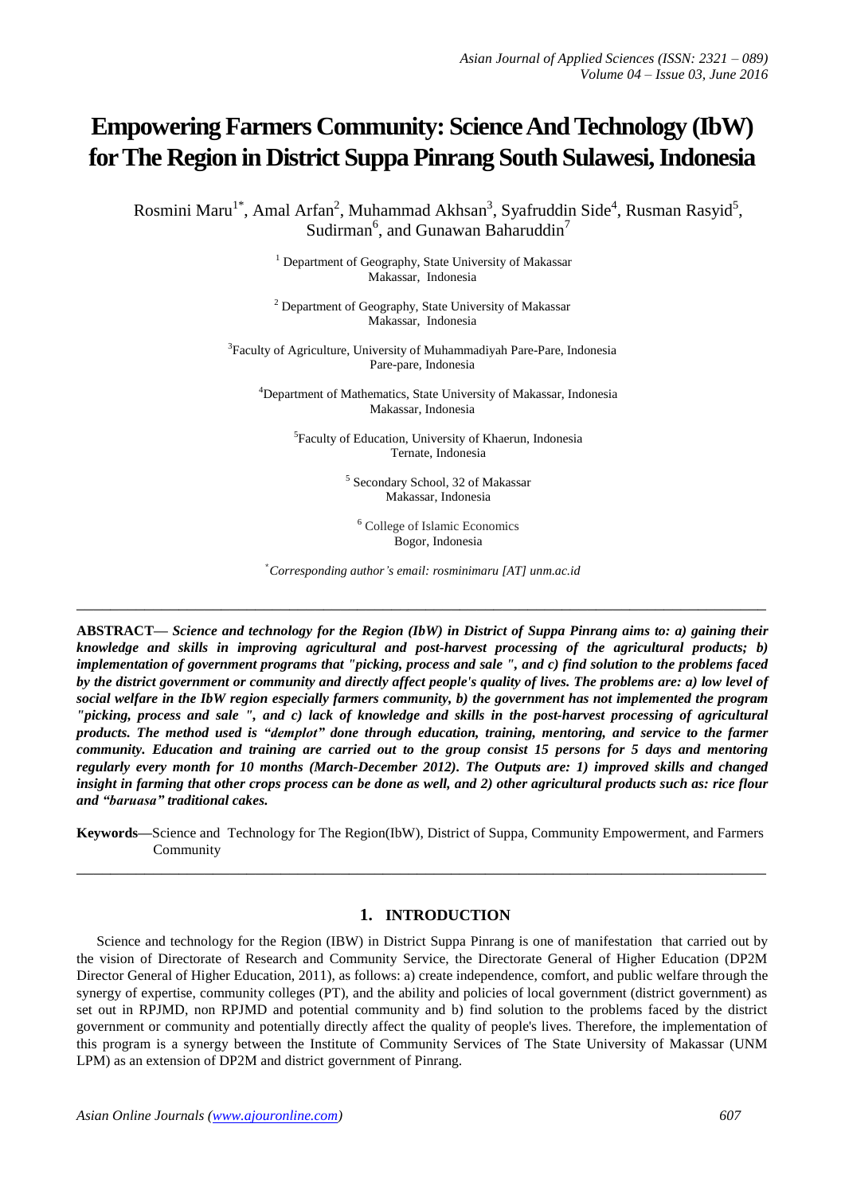# Empowering Farmers Community: Science And Technology (IbW) for The Region in District Suppa Pinrang South Sulawesi, Indonesia

Rosmini Maru[1*], Amal Arfan[2], Muhammad Akhsan[3], Syafruddin Side[4], Rusman Rasyid[5], Sudirman[6], and Gunawan Baharuddin[7]

[1] Department of Geography, State University of Makassar
Makassar, Indonesia

[2] Department of Geography, State University of Makassar
Makassar, Indonesia

[3]Faculty of Agriculture, University of Muhammadiyah Pare-Pare, Indonesia
Pare-pare, Indonesia

[4]Department of Mathematics, State University of Makassar, Indonesia
Makassar, Indonesia

[5]Faculty of Education, University of Khaerun, Indonesia
Ternate, Indonesia

[5] Secondary School, 32 of Makassar
Makassar, Indonesia

[6] College of Islamic Economics
Bogor, Indonesia

*Corresponding author's email: rosminimaru [AT] unm.ac.id

---

**ABSTRACT—** ***Science and technology for the Region (IbW) in District of Suppa Pinrang aims to: a) gaining their knowledge and skills in improving agricultural and post-harvest processing of the agricultural products; b) implementation of government programs that "picking, process and sale ", and c) find solution to the problems faced by the district government or community and directly affect people's quality of lives. The problems are: a) low level of social welfare in the IbW region especially farmers community, b) the government has not implemented the program "picking, process and sale ", and c) lack of knowledge and skills in the post-harvest processing of agricultural products. The method used is "demplot" done through education, training, mentoring, and service to the farmer community. Education and training are carried out to the group consist 15 persons for 5 days and mentoring regularly every month for 10 months (March-December 2012). The Outputs are: 1) improved skills and changed insight in farming that other crops process can be done as well, and 2) other agricultural products such as: rice flour and "baruasa" traditional cakes.***

**Keywords—**Science and Technology for The Region(IbW), District of Suppa, Community Empowerment, and Farmers Community

---

## 1. INTRODUCTION

Science and technology for the Region (IBW) in District Suppa Pinrang is one of manifestation that carried out by the vision of Directorate of Research and Community Service, the Directorate General of Higher Education (DP2M Director General of Higher Education, 2011), as follows: a) create independence, comfort, and public welfare through the synergy of expertise, community colleges (PT), and the ability and policies of local government (district government) as set out in RPJMD, non RPJMD and potential community and b) find solution to the problems faced by the district government or community and potentially directly affect the quality of people's lives. Therefore, the implementation of this program is a synergy between the Institute of Community Services of The State University of Makassar (UNM LPM) as an extension of DP2M and district government of Pinrang.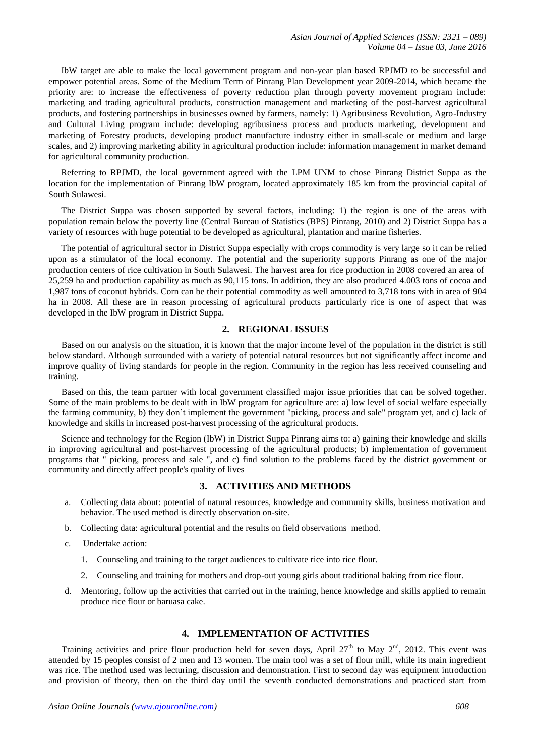IbW target are able to make the local government program and non-year plan based RPJMD to be successful and empower potential areas. Some of the Medium Term of Pinrang Plan Development year 2009-2014, which became the priority are: to increase the effectiveness of poverty reduction plan through poverty movement program include: marketing and trading agricultural products, construction management and marketing of the post-harvest agricultural products, and fostering partnerships in businesses owned by farmers, namely: 1) Agribusiness Revolution, Agro-Industry and Cultural Living program include: developing agribusiness process and products marketing, development and marketing of Forestry products, developing product manufacture industry either in small-scale or medium and large scales, and 2) improving marketing ability in agricultural production include: information management in market demand for agricultural community production.

Referring to RPJMD, the local government agreed with the LPM UNM to chose Pinrang District Suppa as the location for the implementation of Pinrang IbW program, located approximately 185 km from the provincial capital of South Sulawesi.

The District Suppa was chosen supported by several factors, including: 1) the region is one of the areas with population remain below the poverty line (Central Bureau of Statistics (BPS) Pinrang, 2010) and 2) District Suppa has a variety of resources with huge potential to be developed as agricultural, plantation and marine fisheries.

The potential of agricultural sector in District Suppa especially with crops commodity is very large so it can be relied upon as a stimulator of the local economy. The potential and the superiority supports Pinrang as one of the major production centers of rice cultivation in South Sulawesi. The harvest area for rice production in 2008 covered an area of 25,259 ha and production capability as much as 90,115 tons. In addition, they are also produced 4.003 tons of cocoa and 1,987 tons of coconut hybrids. Corn can be their potential commodity as well amounted to 3,718 tons with in area of 904 ha in 2008. All these are in reason processing of agricultural products particularly rice is one of aspect that was developed in the IbW program in District Suppa.

## 2. REGIONAL ISSUES

Based on our analysis on the situation, it is known that the major income level of the population in the district is still below standard. Although surrounded with a variety of potential natural resources but not significantly affect income and improve quality of living standards for people in the region. Community in the region has less received counseling and training.

Based on this, the team partner with local government classified major issue priorities that can be solved together. Some of the main problems to be dealt with in IbW program for agriculture are: a) low level of social welfare especially the farming community, b) they don't implement the government "picking, process and sale" program yet, and c) lack of knowledge and skills in increased post-harvest processing of the agricultural products.

Science and technology for the Region (IbW) in District Suppa Pinrang aims to: a) gaining their knowledge and skills in improving agricultural and post-harvest processing of the agricultural products; b) implementation of government programs that " picking, process and sale ", and c) find solution to the problems faced by the district government or community and directly affect people's quality of lives

## 3. ACTIVITIES AND METHODS

a. Collecting data about: potential of natural resources, knowledge and community skills, business motivation and behavior. The used method is directly observation on-site.

b. Collecting data: agricultural potential and the results on field observations method.

c. Undertake action:

   1. Counseling and training to the target audiences to cultivate rice into rice flour.

   2. Counseling and training for mothers and drop-out young girls about traditional baking from rice flour.

d. Mentoring, follow up the activities that carried out in the training, hence knowledge and skills applied to remain produce rice flour or baruasa cake.

## 4. IMPLEMENTATION OF ACTIVITIES

Training activities and price flour production held for seven days, April 27th to May 2nd, 2012. This event was attended by 15 peoples consist of 2 men and 13 women. The main tool was a set of flour mill, while its main ingredient was rice. The method used was lecturing, discussion and demonstration. First to second day was equipment introduction and provision of theory, then on the third day until the seventh conducted demonstrations and practiced start from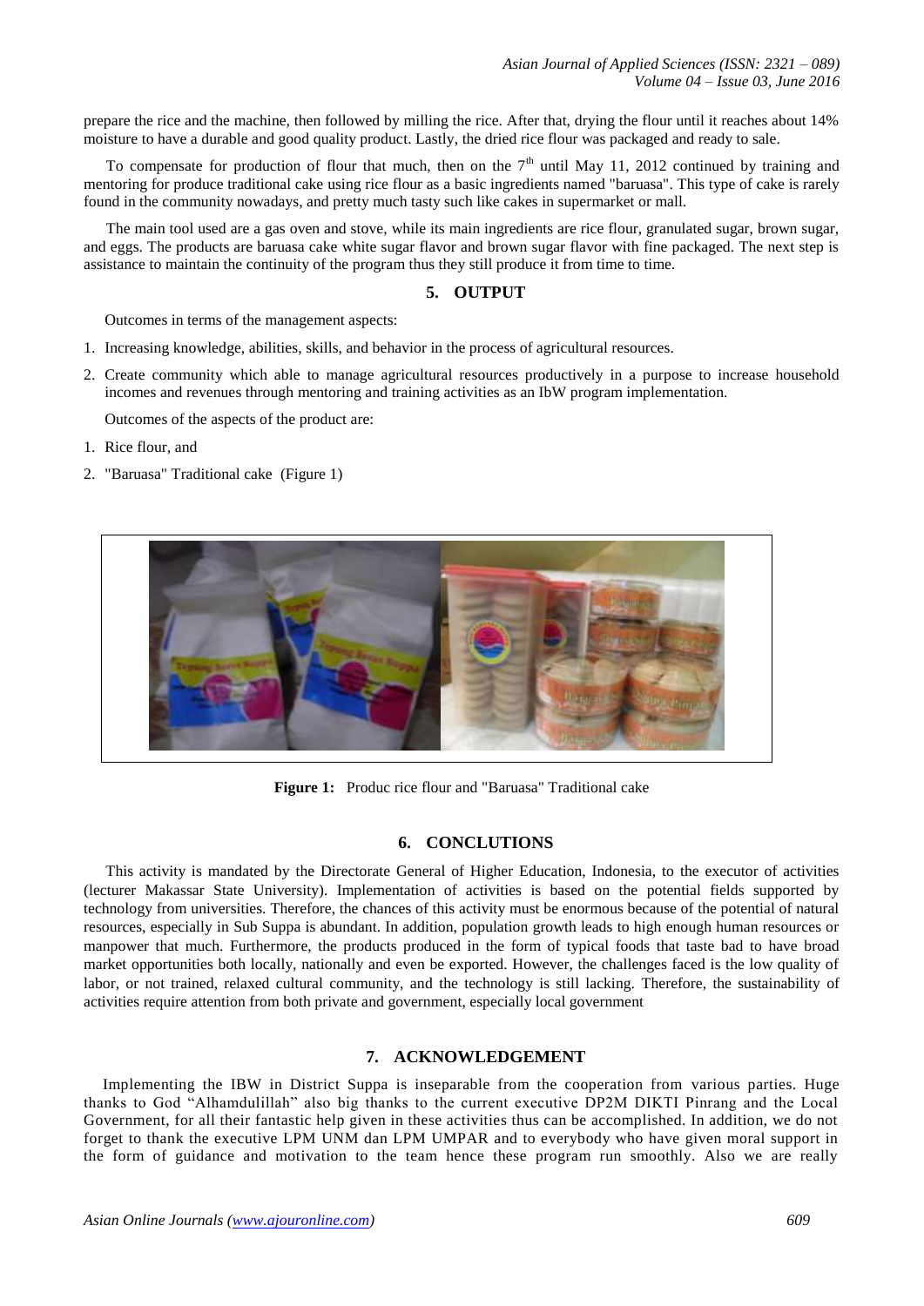prepare the rice and the machine, then followed by milling the rice. After that, drying the flour until it reaches about 14% moisture to have a durable and good quality product. Lastly, the dried rice flour was packaged and ready to sale.

To compensate for production of flour that much, then on the 7th until May 11, 2012 continued by training and mentoring for produce traditional cake using rice flour as a basic ingredients named "baruasa". This type of cake is rarely found in the community nowadays, and pretty much tasty such like cakes in supermarket or mall.

The main tool used are a gas oven and stove, while its main ingredients are rice flour, granulated sugar, brown sugar, and eggs. The products are baruasa cake white sugar flavor and brown sugar flavor with fine packaged. The next step is assistance to maintain the continuity of the program thus they still produce it from time to time.

## 5. OUTPUT

Outcomes in terms of the management aspects:

1. Increasing knowledge, abilities, skills, and behavior in the process of agricultural resources.
2. Create community which able to manage agricultural resources productively in a purpose to increase household incomes and revenues through mentoring and training activities as an IbW program implementation.

Outcomes of the aspects of the product are:

1. Rice flour, and
2. "Baruasa" Traditional cake (Figure 1)

**Figure 1:** Produc rice flour and "Baruasa" Traditional cake

## 6. CONCLUTIONS

This activity is mandated by the Directorate General of Higher Education, Indonesia, to the executor of activities (lecturer Makassar State University). Implementation of activities is based on the potential fields supported by technology from universities. Therefore, the chances of this activity must be enormous because of the potential of natural resources, especially in Sub Suppa is abundant. In addition, population growth leads to high enough human resources or manpower that much. Furthermore, the products produced in the form of typical foods that taste bad to have broad market opportunities both locally, nationally and even be exported. However, the challenges faced is the low quality of labor, or not trained, relaxed cultural community, and the technology is still lacking. Therefore, the sustainability of activities require attention from both private and government, especially local government

## 7. ACKNOWLEDGEMENT

Implementing the IBW in District Suppa is inseparable from the cooperation from various parties. Huge thanks to God "Alhamdulillah" also big thanks to the current executive DP2M DIKTI Pinrang and the Local Government, for all their fantastic help given in these activities thus can be accomplished. In addition, we do not forget to thank the executive LPM UNM dan LPM UMPAR and to everybody who have given moral support in the form of guidance and motivation to the team hence these program run smoothly. Also we are really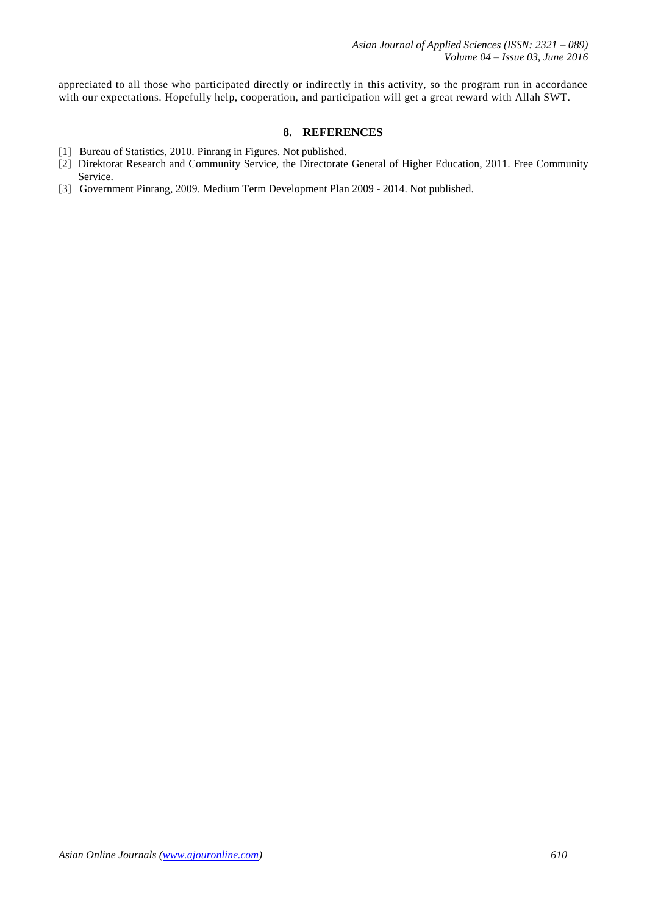appreciated to all those who participated directly or indirectly in this activity, so the program run in accordance with our expectations. Hopefully help, cooperation, and participation will get a great reward with Allah SWT.

## 8. REFERENCES

[1] Bureau of Statistics, 2010. Pinrang in Figures. Not published.

[2] Direktorat Research and Community Service, the Directorate General of Higher Education, 2011. Free Community Service.

[3] Government Pinrang, 2009. Medium Term Development Plan 2009 - 2014. Not published.